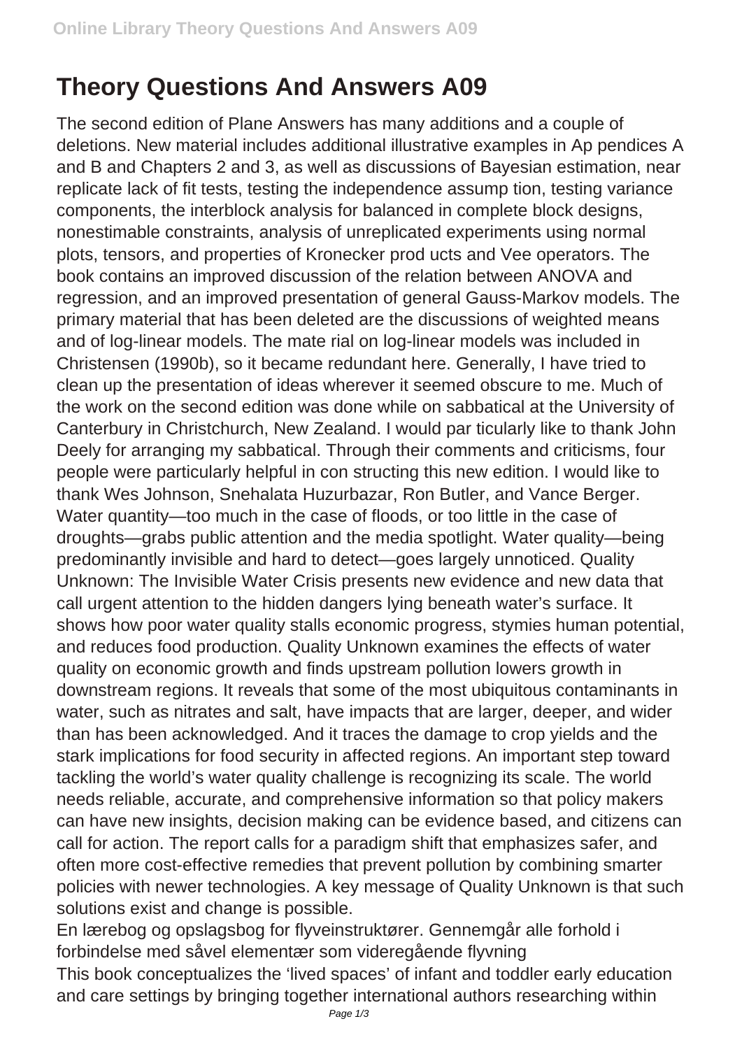# Theory Questions And Answers A09

The second edition of Plane Answers has many additions and a couple of deletions. New material includes additional illustrative examples in Ap pendices A and B and Chapters 2 and 3, as well as discussions of Bayesian estimation, near replicate lack of fit tests, testing the independence assump tion, testing variance components, the interblock analysis for balanced in complete block designs, nonestimable constraints, analysis of unreplicated experiments using normal plots, tensors, and properties of Kronecker prod ucts and Vee operators. The book contains an improved discussion of the relation between ANOVA and regression, and an improved presentation of general Gauss-Markov models. The primary material that has been deleted are the discussions of weighted means and of log-linear models. The mate rial on log-linear models was included in Christensen (1990b), so it became redundant here. Generally, I have tried to clean up the presentation of ideas wherever it seemed obscure to me. Much of the work on the second edition was done while on sabbatical at the University of Canterbury in Christchurch, New Zealand. I would par ticularly like to thank John Deely for arranging my sabbatical. Through their comments and criticisms, four people were particularly helpful in con structing this new edition. I would like to thank Wes Johnson, Snehalata Huzurbazar, Ron Butler, and Vance Berger. Water quantity—too much in the case of floods, or too little in the case of droughts—grabs public attention and the media spotlight. Water quality—being predominantly invisible and hard to detect—goes largely unnoticed. Quality Unknown: The Invisible Water Crisis presents new evidence and new data that call urgent attention to the hidden dangers lying beneath water's surface. It shows how poor water quality stalls economic progress, stymies human potential, and reduces food production. Quality Unknown examines the effects of water quality on economic growth and finds upstream pollution lowers growth in downstream regions. It reveals that some of the most ubiquitous contaminants in water, such as nitrates and salt, have impacts that are larger, deeper, and wider than has been acknowledged. And it traces the damage to crop yields and the stark implications for food security in affected regions. An important step toward tackling the world's water quality challenge is recognizing its scale. The world needs reliable, accurate, and comprehensive information so that policy makers can have new insights, decision making can be evidence based, and citizens can call for action. The report calls for a paradigm shift that emphasizes safer, and often more cost-effective remedies that prevent pollution by combining smarter policies with newer technologies. A key message of Quality Unknown is that such solutions exist and change is possible.

En lærebog og opslagsbog for flyveinstruktører. Gennemgår alle forhold i forbindelse med såvel elementær som videregående flyvning

This book conceptualizes the 'lived spaces' of infant and toddler early education and care settings by bringing together international authors researching within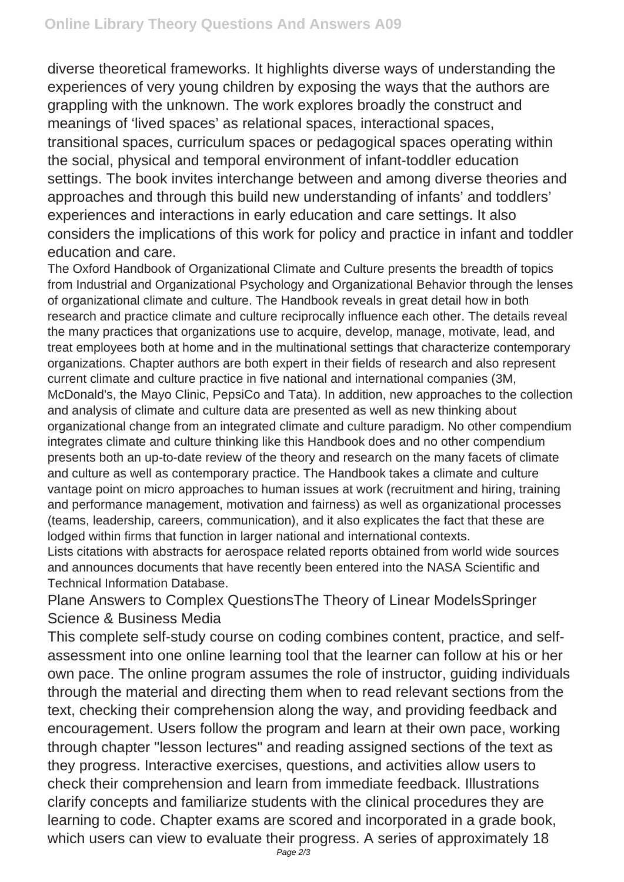diverse theoretical frameworks. It highlights diverse ways of understanding the experiences of very young children by exposing the ways that the authors are grappling with the unknown. The work explores broadly the construct and meanings of 'lived spaces' as relational spaces, interactional spaces, transitional spaces, curriculum spaces or pedagogical spaces operating within the social, physical and temporal environment of infant-toddler education settings. The book invites interchange between and among diverse theories and approaches and through this build new understanding of infants' and toddlers' experiences and interactions in early education and care settings. It also considers the implications of this work for policy and practice in infant and toddler education and care.

The Oxford Handbook of Organizational Climate and Culture presents the breadth of topics from Industrial and Organizational Psychology and Organizational Behavior through the lenses of organizational climate and culture. The Handbook reveals in great detail how in both research and practice climate and culture reciprocally influence each other. The details reveal the many practices that organizations use to acquire, develop, manage, motivate, lead, and treat employees both at home and in the multinational settings that characterize contemporary organizations. Chapter authors are both expert in their fields of research and also represent current climate and culture practice in five national and international companies (3M, McDonald's, the Mayo Clinic, PepsiCo and Tata). In addition, new approaches to the collection and analysis of climate and culture data are presented as well as new thinking about organizational change from an integrated climate and culture paradigm. No other compendium integrates climate and culture thinking like this Handbook does and no other compendium presents both an up-to-date review of the theory and research on the many facets of climate and culture as well as contemporary practice. The Handbook takes a climate and culture vantage point on micro approaches to human issues at work (recruitment and hiring, training and performance management, motivation and fairness) as well as organizational processes (teams, leadership, careers, communication), and it also explicates the fact that these are lodged within firms that function in larger national and international contexts.

Lists citations with abstracts for aerospace related reports obtained from world wide sources and announces documents that have recently been entered into the NASA Scientific and Technical Information Database.

Plane Answers to Complex QuestionsThe Theory of Linear ModelsSpringer Science & Business Media

This complete self-study course on coding combines content, practice, and self-assessment into one online learning tool that the learner can follow at his or her own pace. The online program assumes the role of instructor, guiding individuals through the material and directing them when to read relevant sections from the text, checking their comprehension along the way, and providing feedback and encouragement. Users follow the program and learn at their own pace, working through chapter "lesson lectures" and reading assigned sections of the text as they progress. Interactive exercises, questions, and activities allow users to check their comprehension and learn from immediate feedback. Illustrations clarify concepts and familiarize students with the clinical procedures they are learning to code. Chapter exams are scored and incorporated in a grade book, which users can view to evaluate their progress. A series of approximately 18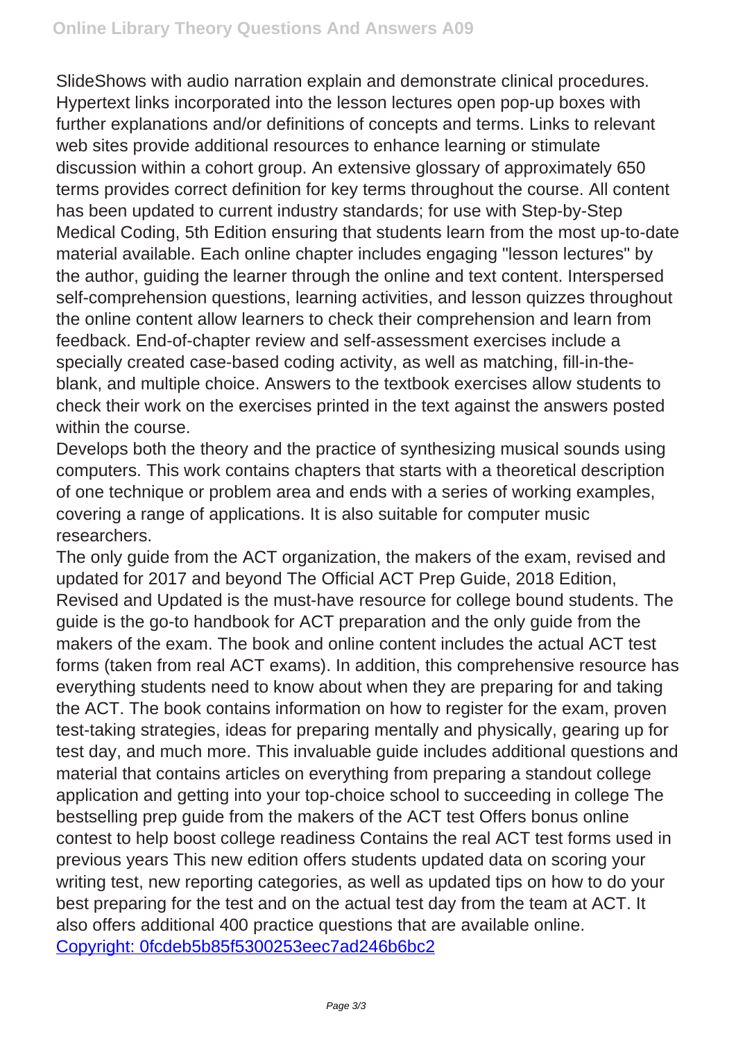SlideShows with audio narration explain and demonstrate clinical procedures. Hypertext links incorporated into the lesson lectures open pop-up boxes with further explanations and/or definitions of concepts and terms. Links to relevant web sites provide additional resources to enhance learning or stimulate discussion within a cohort group. An extensive glossary of approximately 650 terms provides correct definition for key terms throughout the course. All content has been updated to current industry standards; for use with Step-by-Step Medical Coding, 5th Edition ensuring that students learn from the most up-to-date material available. Each online chapter includes engaging "lesson lectures" by the author, guiding the learner through the online and text content. Interspersed self-comprehension questions, learning activities, and lesson quizzes throughout the online content allow learners to check their comprehension and learn from feedback. End-of-chapter review and self-assessment exercises include a specially created case-based coding activity, as well as matching, fill-in-the-blank, and multiple choice. Answers to the textbook exercises allow students to check their work on the exercises printed in the text against the answers posted within the course.

Develops both the theory and the practice of synthesizing musical sounds using computers. This work contains chapters that starts with a theoretical description of one technique or problem area and ends with a series of working examples, covering a range of applications. It is also suitable for computer music researchers.

The only guide from the ACT organization, the makers of the exam, revised and updated for 2017 and beyond The Official ACT Prep Guide, 2018 Edition, Revised and Updated is the must-have resource for college bound students. The guide is the go-to handbook for ACT preparation and the only guide from the makers of the exam. The book and online content includes the actual ACT test forms (taken from real ACT exams). In addition, this comprehensive resource has everything students need to know about when they are preparing for and taking the ACT. The book contains information on how to register for the exam, proven test-taking strategies, ideas for preparing mentally and physically, gearing up for test day, and much more. This invaluable guide includes additional questions and material that contains articles on everything from preparing a standout college application and getting into your top-choice school to succeeding in college The bestselling prep guide from the makers of the ACT test Offers bonus online contest to help boost college readiness Contains the real ACT test forms used in previous years This new edition offers students updated data on scoring your writing test, new reporting categories, as well as updated tips on how to do your best preparing for the test and on the actual test day from the team at ACT. It also offers additional 400 practice questions that are available online.

Copyright: 0fcdeb5b85f5300253eec7ad246b6bc2